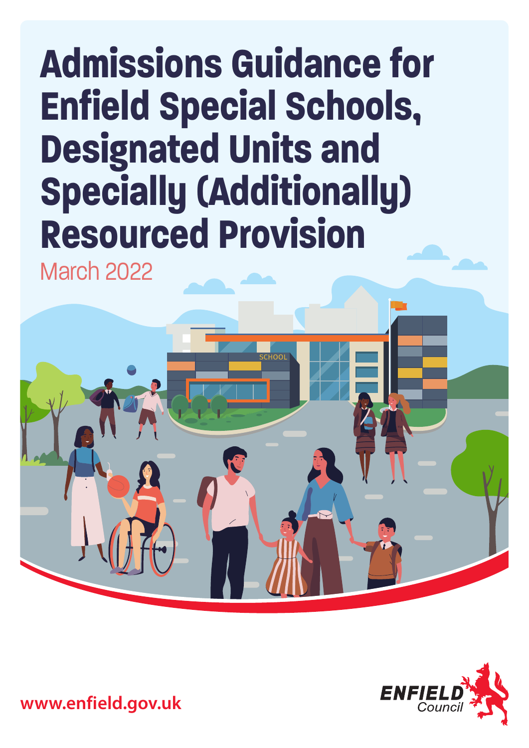# Admissions Guidance for Enfield Special Schools, Designated Units and Specially (Additionally) Resourced Provision

March 2022

www.enfield.gov.uk

ENFIELD Council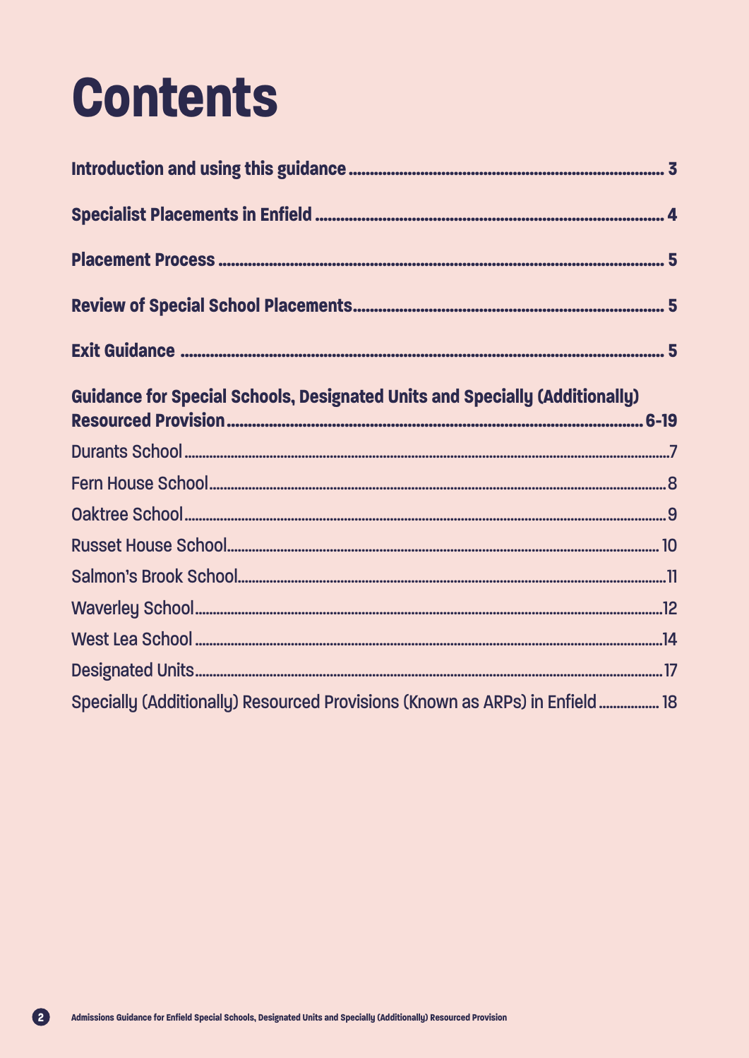# Contents

**Introduction and using this guidance** .......... **3**

**Specialist Placements in Enfield** .......... **4**

**Placement Process** .......... **5**

**Review of Special School Placements** .......... **5**

**Exit Guidance** .......... **5**

**Guidance for Special Schools, Designated Units and Specially (Additionally) Resourced Provision** .......... **6-19**

Durants School .......... 7

Fern House School .......... 8

Oaktree School .......... 9

Russet House School .......... 10

Salmon's Brook School .......... 11

Waverley School .......... 12

West Lea School .......... 14

Designated Units .......... 17

Specially (Additionally) Resourced Provisions (Known as ARPs) in Enfield .......... 18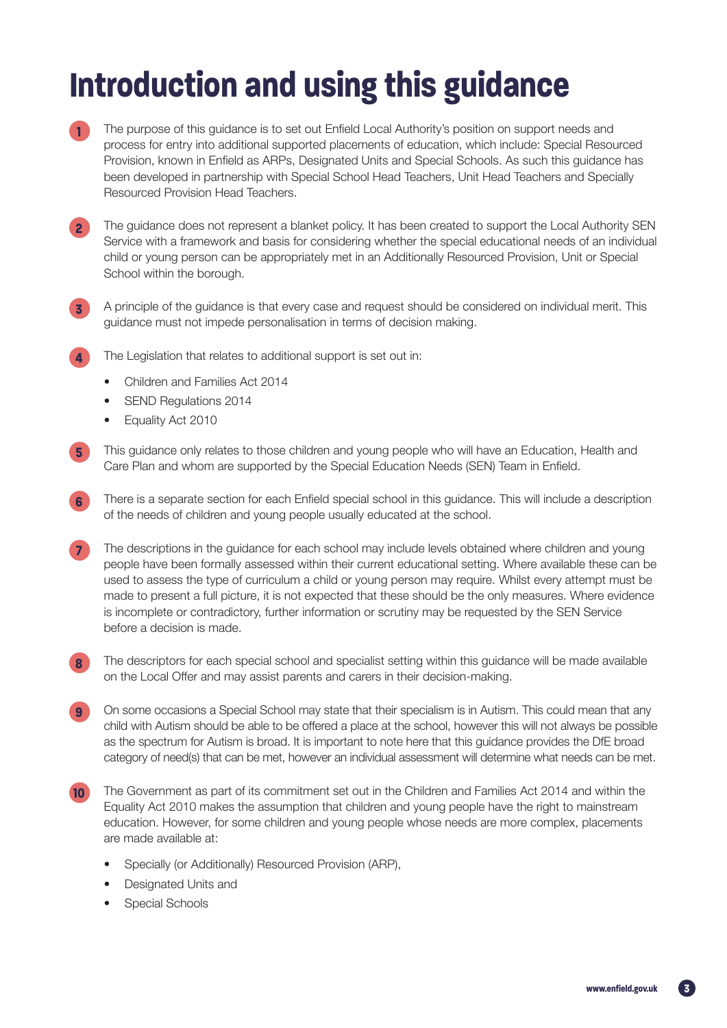# Introduction and using this guidance

1. The purpose of this guidance is to set out Enfield Local Authority's position on support needs and process for entry into additional supported placements of education, which include: Special Resourced Provision, known in Enfield as ARPs, Designated Units and Special Schools. As such this guidance has been developed in partnership with Special School Head Teachers, Unit Head Teachers and Specially Resourced Provision Head Teachers.

2. The guidance does not represent a blanket policy. It has been created to support the Local Authority SEN Service with a framework and basis for considering whether the special educational needs of an individual child or young person can be appropriately met in an Additionally Resourced Provision, Unit or Special School within the borough.

3. A principle of the guidance is that every case and request should be considered on individual merit. This guidance must not impede personalisation in terms of decision making.

4. The Legislation that relates to additional support is set out in:
   - Children and Families Act 2014
   - SEND Regulations 2014
   - Equality Act 2010

5. This guidance only relates to those children and young people who will have an Education, Health and Care Plan and whom are supported by the Special Education Needs (SEN) Team in Enfield.

6. There is a separate section for each Enfield special school in this guidance. This will include a description of the needs of children and young people usually educated at the school.

7. The descriptions in the guidance for each school may include levels obtained where children and young people have been formally assessed within their current educational setting. Where available these can be used to assess the type of curriculum a child or young person may require. Whilst every attempt must be made to present a full picture, it is not expected that these should be the only measures. Where evidence is incomplete or contradictory, further information or scrutiny may be requested by the SEN Service before a decision is made.

8. The descriptors for each special school and specialist setting within this guidance will be made available on the Local Offer and may assist parents and carers in their decision-making.

9. On some occasions a Special School may state that their specialism is in Autism. This could mean that any child with Autism should be able to be offered a place at the school, however this will not always be possible as the spectrum for Autism is broad. It is important to note here that this guidance provides the DfE broad category of need(s) that can be met, however an individual assessment will determine what needs can be met.

10. The Government as part of its commitment set out in the Children and Families Act 2014 and within the Equality Act 2010 makes the assumption that children and young people have the right to mainstream education. However, for some children and young people whose needs are more complex, placements are made available at:
    - Specially (or Additionally) Resourced Provision (ARP),
    - Designated Units and
    - Special Schools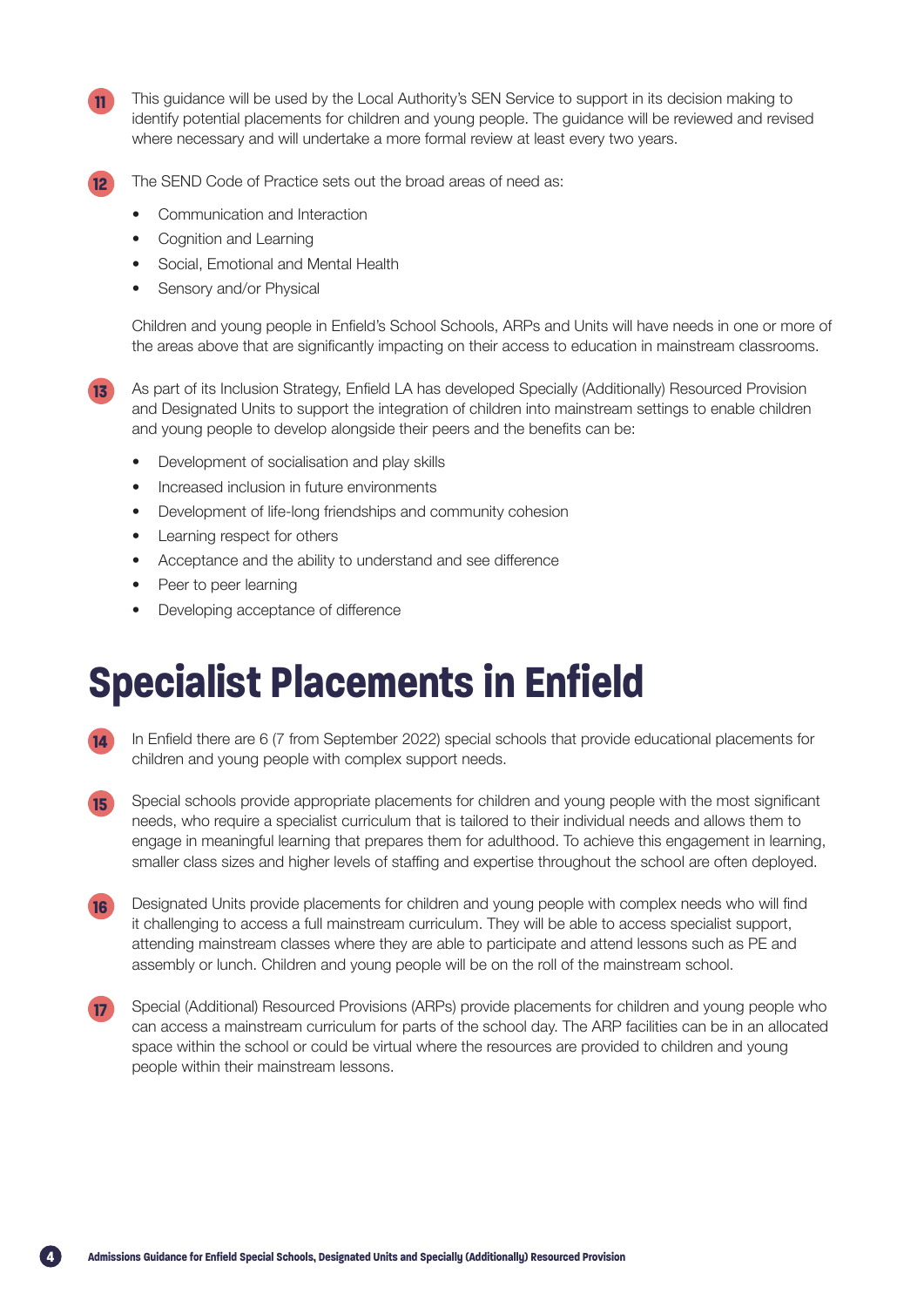11. This guidance will be used by the Local Authority's SEN Service to support in its decision making to identify potential placements for children and young people. The guidance will be reviewed and revised where necessary and will undertake a more formal review at least every two years.

12. The SEND Code of Practice sets out the broad areas of need as:

    - Communication and Interaction
    - Cognition and Learning
    - Social, Emotional and Mental Health
    - Sensory and/or Physical

    Children and young people in Enfield's School Schools, ARPs and Units will have needs in one or more of the areas above that are significantly impacting on their access to education in mainstream classrooms.

13. As part of its Inclusion Strategy, Enfield LA has developed Specially (Additionally) Resourced Provision and Designated Units to support the integration of children into mainstream settings to enable children and young people to develop alongside their peers and the benefits can be:

    - Development of socialisation and play skills
    - Increased inclusion in future environments
    - Development of life-long friendships and community cohesion
    - Learning respect for others
    - Acceptance and the ability to understand and see difference
    - Peer to peer learning
    - Developing acceptance of difference

# Specialist Placements in Enfield

14. In Enfield there are 6 (7 from September 2022) special schools that provide educational placements for children and young people with complex support needs.

15. Special schools provide appropriate placements for children and young people with the most significant needs, who require a specialist curriculum that is tailored to their individual needs and allows them to engage in meaningful learning that prepares them for adulthood. To achieve this engagement in learning, smaller class sizes and higher levels of staffing and expertise throughout the school are often deployed.

16. Designated Units provide placements for children and young people with complex needs who will find it challenging to access a full mainstream curriculum. They will be able to access specialist support, attending mainstream classes where they are able to participate and attend lessons such as PE and assembly or lunch. Children and young people will be on the roll of the mainstream school.

17. Special (Additional) Resourced Provisions (ARPs) provide placements for children and young people who can access a mainstream curriculum for parts of the school day. The ARP facilities can be in an allocated space within the school or could be virtual where the resources are provided to children and young people within their mainstream lessons.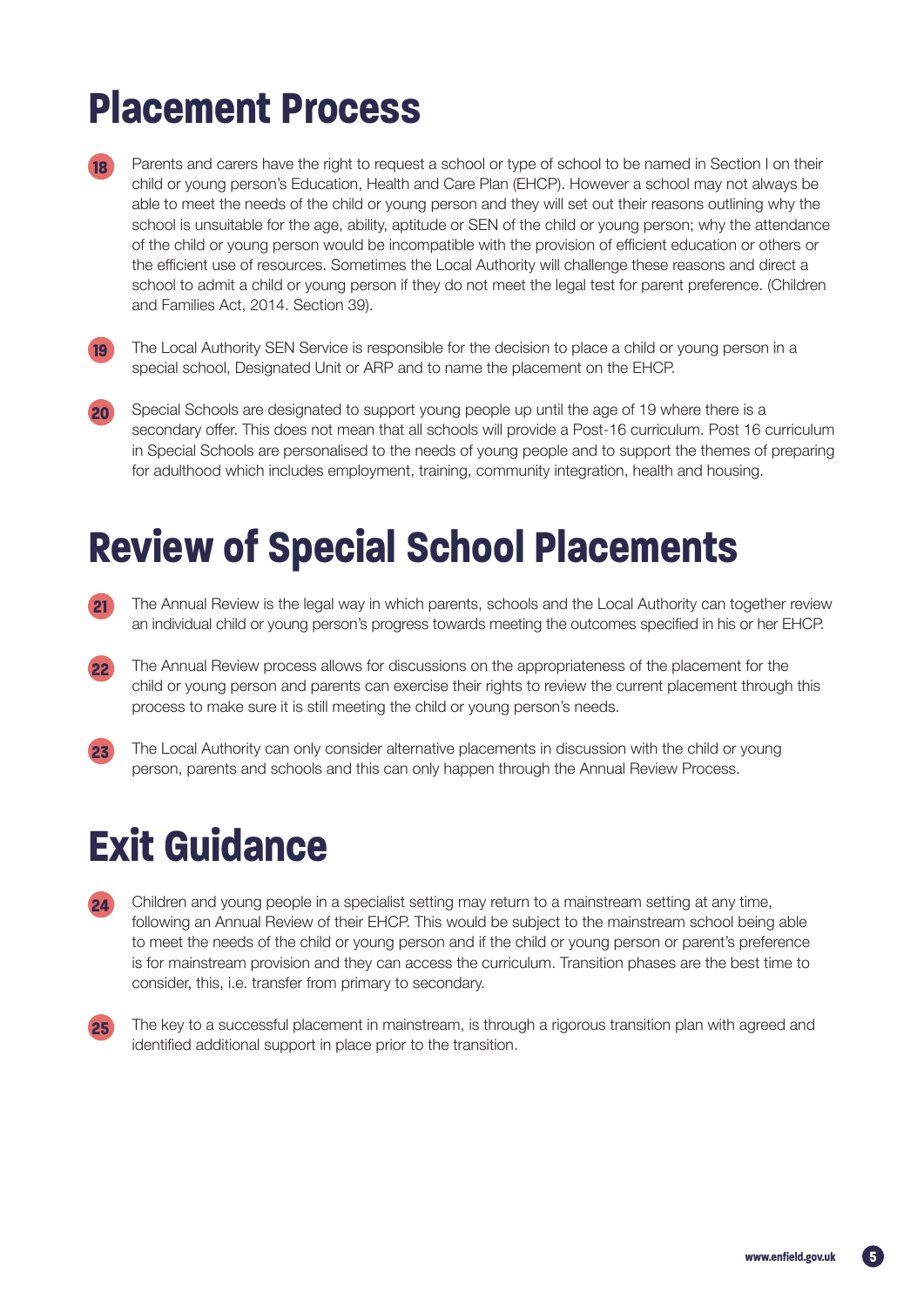# Placement Process

18. Parents and carers have the right to request a school or type of school to be named in Section I on their child or young person's Education, Health and Care Plan (EHCP). However a school may not always be able to meet the needs of the child or young person and they will set out their reasons outlining why the school is unsuitable for the age, ability, aptitude or SEN of the child or young person; why the attendance of the child or young person would be incompatible with the provision of efficient education or others or the efficient use of resources. Sometimes the Local Authority will challenge these reasons and direct a school to admit a child or young person if they do not meet the legal test for parent preference. (Children and Families Act, 2014. Section 39).

19. The Local Authority SEN Service is responsible for the decision to place a child or young person in a special school, Designated Unit or ARP and to name the placement on the EHCP.

20. Special Schools are designated to support young people up until the age of 19 where there is a secondary offer. This does not mean that all schools will provide a Post-16 curriculum. Post 16 curriculum in Special Schools are personalised to the needs of young people and to support the themes of preparing for adulthood which includes employment, training, community integration, health and housing.

# Review of Special School Placements

21. The Annual Review is the legal way in which parents, schools and the Local Authority can together review an individual child or young person's progress towards meeting the outcomes specified in his or her EHCP.

22. The Annual Review process allows for discussions on the appropriateness of the placement for the child or young person and parents can exercise their rights to review the current placement through this process to make sure it is still meeting the child or young person's needs.

23. The Local Authority can only consider alternative placements in discussion with the child or young person, parents and schools and this can only happen through the Annual Review Process.

# Exit Guidance

24. Children and young people in a specialist setting may return to a mainstream setting at any time, following an Annual Review of their EHCP. This would be subject to the mainstream school being able to meet the needs of the child or young person and if the child or young person or parent's preference is for mainstream provision and they can access the curriculum. Transition phases are the best time to consider, this, i.e. transfer from primary to secondary.

25. The key to a successful placement in mainstream, is through a rigorous transition plan with agreed and identified additional support in place prior to the transition.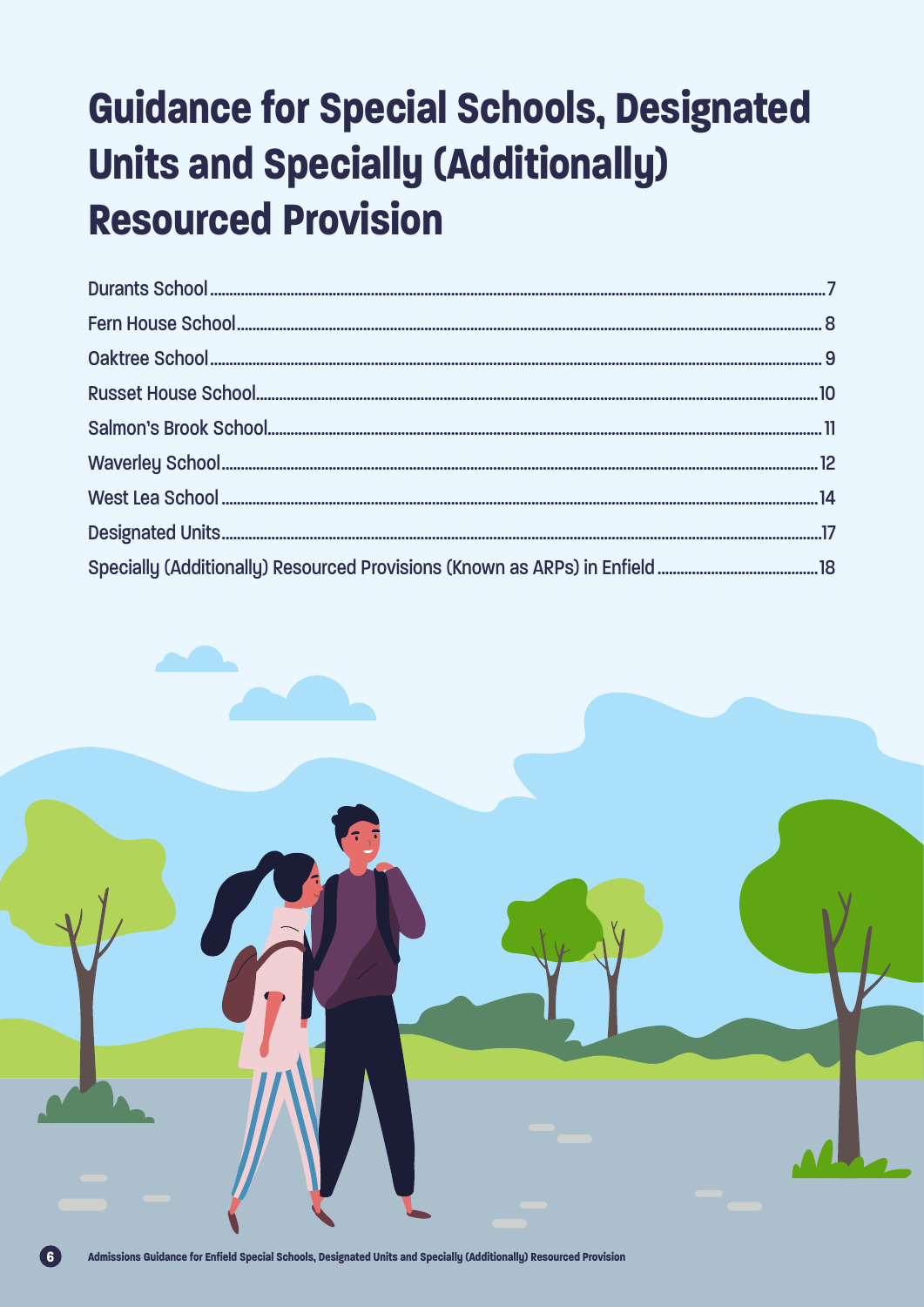# Guidance for Special Schools, Designated Units and Specially (Additionally) Resourced Provision

| | |
|---|---|
| Durants School | 7 |
| Fern House School | 8 |
| Oaktree School | 9 |
| Russet House School | 10 |
| Salmon's Brook School | 11 |
| Waverley School | 12 |
| West Lea School | 14 |
| Designated Units | 17 |
| Specially (Additionally) Resourced Provisions (Known as ARPs) in Enfield | 18 |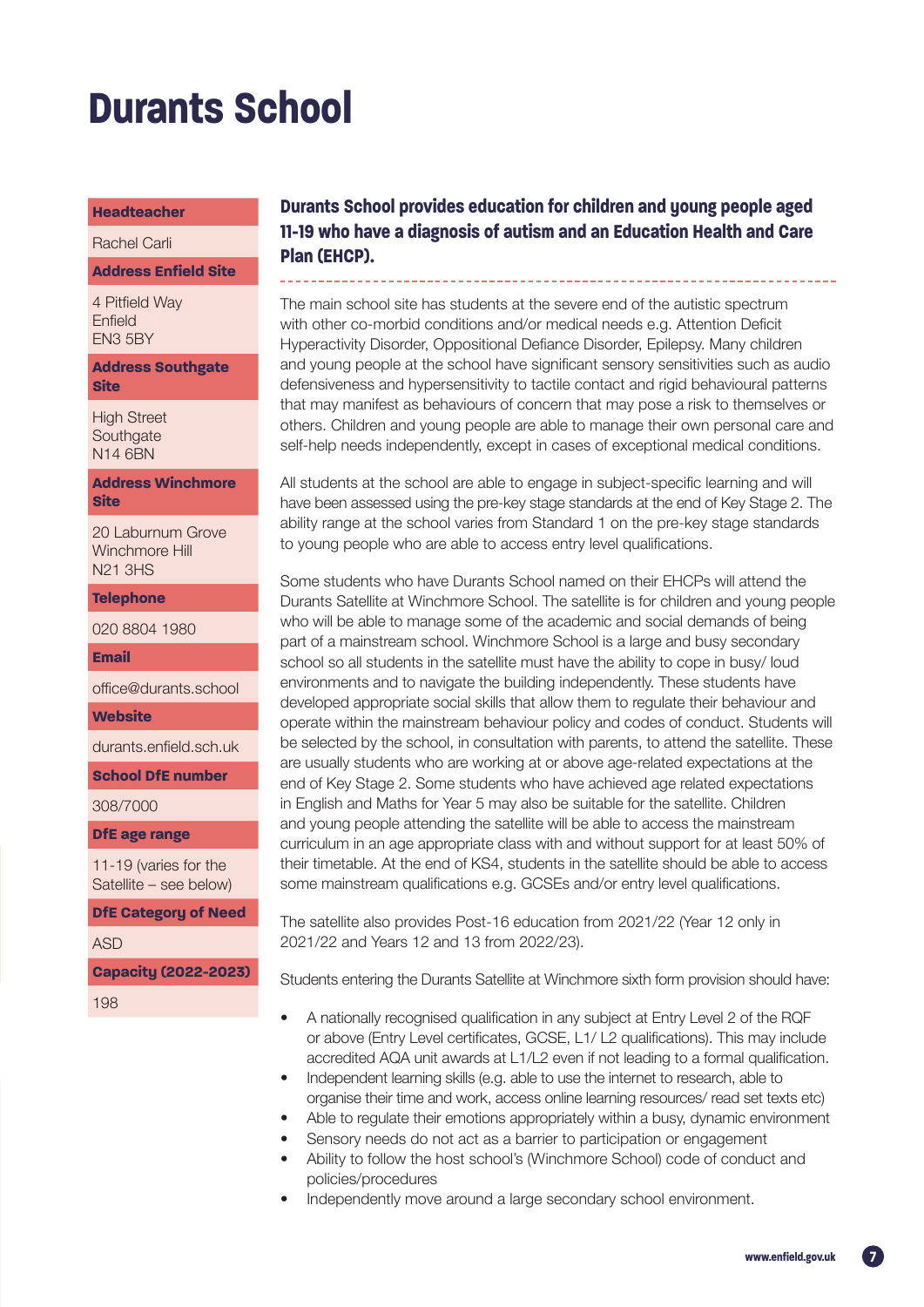# Durants School

| Headteacher |
|---|
| Rachel Carli |
| **Address Enfield Site** |
| 4 Pitfield Way<br>Enfield<br>EN3 5BY |
| **Address Southgate Site** |
| High Street<br>Southgate<br>N14 6BN |
| **Address Winchmore Site** |
| 20 Laburnum Grove<br>Winchmore Hill<br>N21 3HS |
| **Telephone** |
| 020 8804 1980 |
| **Email** |
| office@durants.school |
| **Website** |
| durants.enfield.sch.uk |
| **School DfE number** |
| 308/7000 |
| **DfE age range** |
| 11-19 (varies for the Satellite – see below) |
| **DfE Category of Need** |
| ASD |
| **Capacity (2022-2023)** |
| 198 |

**Durants School provides education for children and young people aged 11-19 who have a diagnosis of autism and an Education Health and Care Plan (EHCP).**

The main school site has students at the severe end of the autistic spectrum with other co-morbid conditions and/or medical needs e.g. Attention Deficit Hyperactivity Disorder, Oppositional Defiance Disorder, Epilepsy. Many children and young people at the school have significant sensory sensitivities such as audio defensiveness and hypersensitivity to tactile contact and rigid behavioural patterns that may manifest as behaviours of concern that may pose a risk to themselves or others. Children and young people are able to manage their own personal care and self-help needs independently, except in cases of exceptional medical conditions.

All students at the school are able to engage in subject-specific learning and will have been assessed using the pre-key stage standards at the end of Key Stage 2. The ability range at the school varies from Standard 1 on the pre-key stage standards to young people who are able to access entry level qualifications.

Some students who have Durants School named on their EHCPs will attend the Durants Satellite at Winchmore School. The satellite is for children and young people who will be able to manage some of the academic and social demands of being part of a mainstream school. Winchmore School is a large and busy secondary school so all students in the satellite must have the ability to cope in busy/ loud environments and to navigate the building independently. These students have developed appropriate social skills that allow them to regulate their behaviour and operate within the mainstream behaviour policy and codes of conduct. Students will be selected by the school, in consultation with parents, to attend the satellite. These are usually students who are working at or above age-related expectations at the end of Key Stage 2. Some students who have achieved age related expectations in English and Maths for Year 5 may also be suitable for the satellite. Children and young people attending the satellite will be able to access the mainstream curriculum in an age appropriate class with and without support for at least 50% of their timetable. At the end of KS4, students in the satellite should be able to access some mainstream qualifications e.g. GCSEs and/or entry level qualifications.

The satellite also provides Post-16 education from 2021/22 (Year 12 only in 2021/22 and Years 12 and 13 from 2022/23).

Students entering the Durants Satellite at Winchmore sixth form provision should have:

- A nationally recognised qualification in any subject at Entry Level 2 of the RQF or above (Entry Level certificates, GCSE, L1/ L2 qualifications). This may include accredited AQA unit awards at L1/L2 even if not leading to a formal qualification.
- Independent learning skills (e.g. able to use the internet to research, able to organise their time and work, access online learning resources/ read set texts etc)
- Able to regulate their emotions appropriately within a busy, dynamic environment
- Sensory needs do not act as a barrier to participation or engagement
- Ability to follow the host school's (Winchmore School) code of conduct and policies/procedures
- Independently move around a large secondary school environment.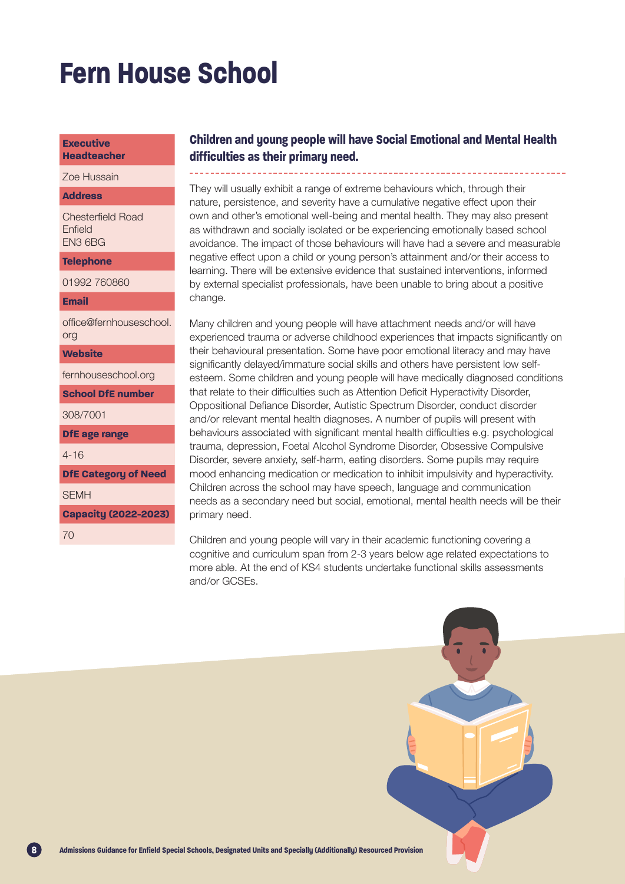# Fern House School

| Executive Headteacher |
| --- |
| Zoe Hussain |
| **Address** |
| Chesterfield Road<br>Enfield<br>EN3 6BG |
| **Telephone** |
| 01992 760860 |
| **Email** |
| office@fernhouseschool.org |
| **Website** |
| fernhouseschool.org |
| **School DfE number** |
| 308/7001 |
| **DfE age range** |
| 4-16 |
| **DfE Category of Need** |
| SEMH |
| **Capacity (2022-2023)** |
| 70 |

### Children and young people will have Social Emotional and Mental Health difficulties as their primary need.

They will usually exhibit a range of extreme behaviours which, through their nature, persistence, and severity have a cumulative negative effect upon their own and other's emotional well-being and mental health. They may also present as withdrawn and socially isolated or be experiencing emotionally based school avoidance. The impact of those behaviours will have had a severe and measurable negative effect upon a child or young person's attainment and/or their access to learning. There will be extensive evidence that sustained interventions, informed by external specialist professionals, have been unable to bring about a positive change.

Many children and young people will have attachment needs and/or will have experienced trauma or adverse childhood experiences that impacts significantly on their behavioural presentation. Some have poor emotional literacy and may have significantly delayed/immature social skills and others have persistent low self-esteem. Some children and young people will have medically diagnosed conditions that relate to their difficulties such as Attention Deficit Hyperactivity Disorder, Oppositional Defiance Disorder, Autistic Spectrum Disorder, conduct disorder and/or relevant mental health diagnoses. A number of pupils will present with behaviours associated with significant mental health difficulties e.g. psychological trauma, depression, Foetal Alcohol Syndrome Disorder, Obsessive Compulsive Disorder, severe anxiety, self-harm, eating disorders. Some pupils may require mood enhancing medication or medication to inhibit impulsivity and hyperactivity. Children across the school may have speech, language and communication needs as a secondary need but social, emotional, mental health needs will be their primary need.

Children and young people will vary in their academic functioning covering a cognitive and curriculum span from 2-3 years below age related expectations to more able. At the end of KS4 students undertake functional skills assessments and/or GCSEs.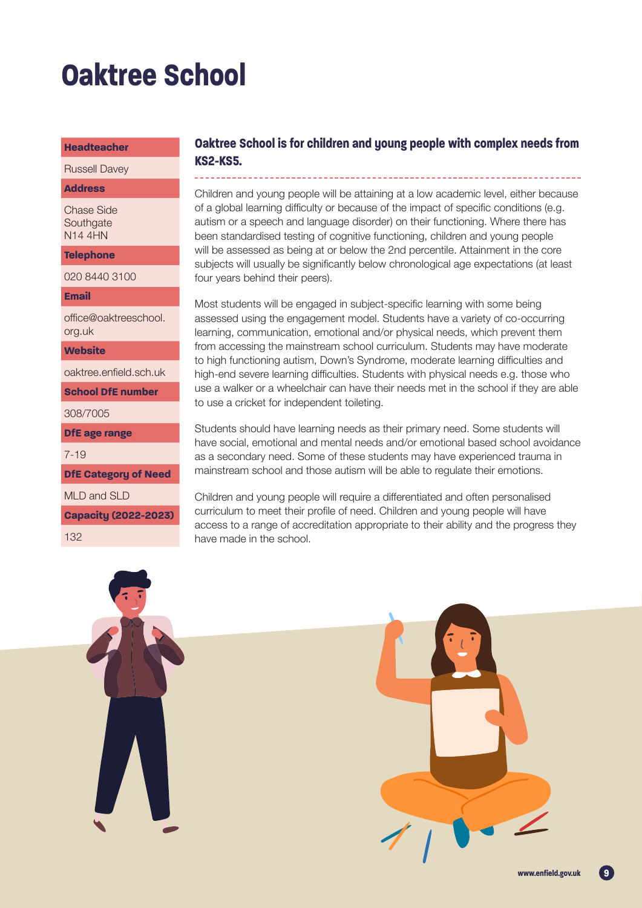# Oaktree School

| | |
|---|---|
| **Headteacher** | Russell Davey |
| **Address** | Chase Side<br>Southgate<br>N14 4HN |
| **Telephone** | 020 8440 3100 |
| **Email** | office@oaktreeschool.org.uk |
| **Website** | oaktree.enfield.sch.uk |
| **School DfE number** | 308/7005 |
| **DfE age range** | 7-19 |
| **DfE Category of Need** | MLD and SLD |
| **Capacity (2022-2023)** | 132 |

## Oaktree School is for children and young people with complex needs from KS2-KS5.

Children and young people will be attaining at a low academic level, either because of a global learning difficulty or because of the impact of specific conditions (e.g. autism or a speech and language disorder) on their functioning. Where there has been standardised testing of cognitive functioning, children and young people will be assessed as being at or below the 2nd percentile. Attainment in the core subjects will usually be significantly below chronological age expectations (at least four years behind their peers).

Most students will be engaged in subject-specific learning with some being assessed using the engagement model. Students have a variety of co-occurring learning, communication, emotional and/or physical needs, which prevent them from accessing the mainstream school curriculum. Students may have moderate to high functioning autism, Down's Syndrome, moderate learning difficulties and high-end severe learning difficulties. Students with physical needs e.g. those who use a walker or a wheelchair can have their needs met in the school if they are able to use a cricket for independent toileting.

Students should have learning needs as their primary need. Some students will have social, emotional and mental needs and/or emotional based school avoidance as a secondary need. Some of these students may have experienced trauma in mainstream school and those autism will be able to regulate their emotions.

Children and young people will require a differentiated and often personalised curriculum to meet their profile of need. Children and young people will have access to a range of accreditation appropriate to their ability and the progress they have made in the school.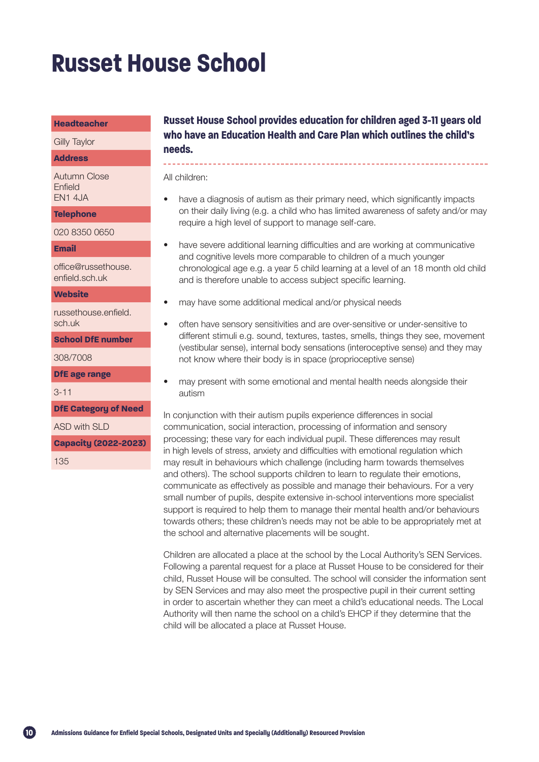# Russet House School

**Headteacher**

Gilly Taylor

**Address**

Autumn Close
Enfield
EN1 4JA

**Telephone**

020 8350 0650

**Email**

office@russethouse.enfield.sch.uk

**Website**

russethouse.enfield.sch.uk

**School DfE number**

308/7008

**DfE age range**

3-11

**DfE Category of Need**

ASD with SLD

**Capacity (2022-2023)**

135

## Russet House School provides education for children aged 3-11 years old who have an Education Health and Care Plan which outlines the child's needs.

All children:

- have a diagnosis of autism as their primary need, which significantly impacts on their daily living (e.g. a child who has limited awareness of safety and/or may require a high level of support to manage self-care.
- have severe additional learning difficulties and are working at communicative and cognitive levels more comparable to children of a much younger chronological age e.g. a year 5 child learning at a level of an 18 month old child and is therefore unable to access subject specific learning.
- may have some additional medical and/or physical needs
- often have sensory sensitivities and are over-sensitive or under-sensitive to different stimuli e.g. sound, textures, tastes, smells, things they see, movement (vestibular sense), internal body sensations (interoceptive sense) and they may not know where their body is in space (proprioceptive sense)
- may present with some emotional and mental health needs alongside their autism

In conjunction with their autism pupils experience differences in social communication, social interaction, processing of information and sensory processing; these vary for each individual pupil. These differences may result in high levels of stress, anxiety and difficulties with emotional regulation which may result in behaviours which challenge (including harm towards themselves and others). The school supports children to learn to regulate their emotions, communicate as effectively as possible and manage their behaviours. For a very small number of pupils, despite extensive in-school interventions more specialist support is required to help them to manage their mental health and/or behaviours towards others; these children's needs may not be able to be appropriately met at the school and alternative placements will be sought.

Children are allocated a place at the school by the Local Authority's SEN Services. Following a parental request for a place at Russet House to be considered for their child, Russet House will be consulted. The school will consider the information sent by SEN Services and may also meet the prospective pupil in their current setting in order to ascertain whether they can meet a child's educational needs. The Local Authority will then name the school on a child's EHCP if they determine that the child will be allocated a place at Russet House.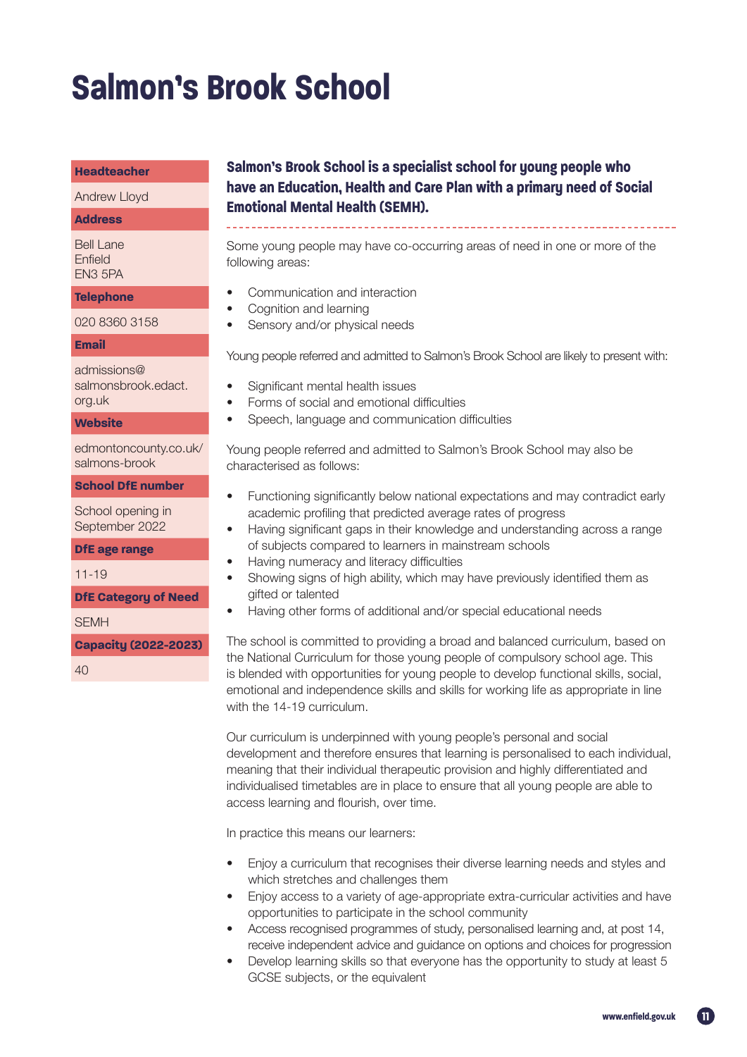# Salmon's Brook School

**Headteacher**

Andrew Lloyd

**Address**

Bell Lane
Enfield
EN3 5PA

**Telephone**

020 8360 3158

**Email**

admissions@salmonsbrook.edact.org.uk

**Website**

edmontoncounty.co.uk/salmons-brook

**School DfE number**

School opening in September 2022

**DfE age range**

11-19

**DfE Category of Need**

SEMH

**Capacity (2022-2023)**

40

**Salmon's Brook School is a specialist school for young people who have an Education, Health and Care Plan with a primary need of Social Emotional Mental Health (SEMH).**

Some young people may have co-occurring areas of need in one or more of the following areas:

- Communication and interaction
- Cognition and learning
- Sensory and/or physical needs

Young people referred and admitted to Salmon's Brook School are likely to present with:

- Significant mental health issues
- Forms of social and emotional difficulties
- Speech, language and communication difficulties

Young people referred and admitted to Salmon's Brook School may also be characterised as follows:

- Functioning significantly below national expectations and may contradict early academic profiling that predicted average rates of progress
- Having significant gaps in their knowledge and understanding across a range of subjects compared to learners in mainstream schools
- Having numeracy and literacy difficulties
- Showing signs of high ability, which may have previously identified them as gifted or talented
- Having other forms of additional and/or special educational needs

The school is committed to providing a broad and balanced curriculum, based on the National Curriculum for those young people of compulsory school age. This is blended with opportunities for young people to develop functional skills, social, emotional and independence skills and skills for working life as appropriate in line with the 14-19 curriculum.

Our curriculum is underpinned with young people's personal and social development and therefore ensures that learning is personalised to each individual, meaning that their individual therapeutic provision and highly differentiated and individualised timetables are in place to ensure that all young people are able to access learning and flourish, over time.

In practice this means our learners:

- Enjoy a curriculum that recognises their diverse learning needs and styles and which stretches and challenges them
- Enjoy access to a variety of age-appropriate extra-curricular activities and have opportunities to participate in the school community
- Access recognised programmes of study, personalised learning and, at post 14, receive independent advice and guidance on options and choices for progression
- Develop learning skills so that everyone has the opportunity to study at least 5 GCSE subjects, or the equivalent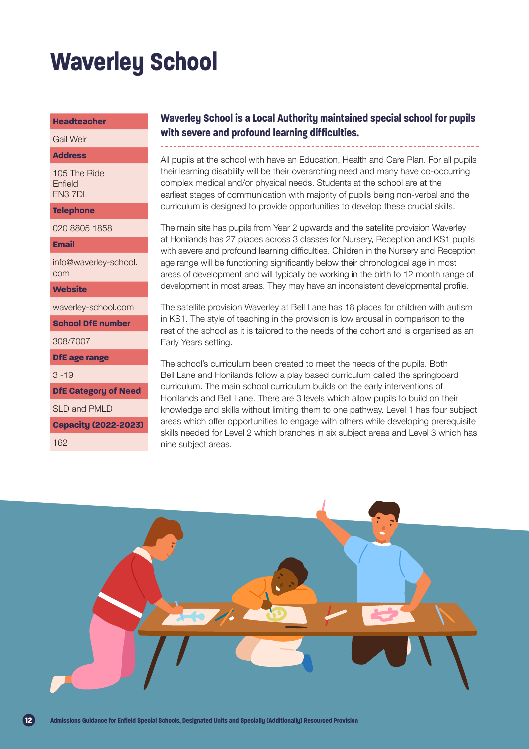# Waverley School

| | |
|---|---|
| **Headteacher** | Gail Weir |
| **Address** | 105 The Ride<br>Enfield<br>EN3 7DL |
| **Telephone** | 020 8805 1858 |
| **Email** | info@waverley-school.com |
| **Website** | waverley-school.com |
| **School DfE number** | 308/7007 |
| **DfE age range** | 3 -19 |
| **DfE Category of Need** | SLD and PMLD |
| **Capacity (2022-2023)** | 162 |

**Waverley School is a Local Authority maintained special school for pupils with severe and profound learning difficulties.**

All pupils at the school with have an Education, Health and Care Plan. For all pupils their learning disability will be their overarching need and many have co-occurring complex medical and/or physical needs. Students at the school are at the earliest stages of communication with majority of pupils being non-verbal and the curriculum is designed to provide opportunities to develop these crucial skills.

The main site has pupils from Year 2 upwards and the satellite provision Waverley at Honilands has 27 places across 3 classes for Nursery, Reception and KS1 pupils with severe and profound learning difficulties. Children in the Nursery and Reception age range will be functioning significantly below their chronological age in most areas of development and will typically be working in the birth to 12 month range of development in most areas. They may have an inconsistent developmental profile.

The satellite provision Waverley at Bell Lane has 18 places for children with autism in KS1. The style of teaching in the provision is low arousal in comparison to the rest of the school as it is tailored to the needs of the cohort and is organised as an Early Years setting.

The school's curriculum been created to meet the needs of the pupils. Both Bell Lane and Honilands follow a play based curriculum called the springboard curriculum. The main school curriculum builds on the early interventions of Honilands and Bell Lane. There are 3 levels which allow pupils to build on their knowledge and skills without limiting them to one pathway. Level 1 has four subject areas which offer opportunities to engage with others while developing prerequisite skills needed for Level 2 which branches in six subject areas and Level 3 which has nine subject areas.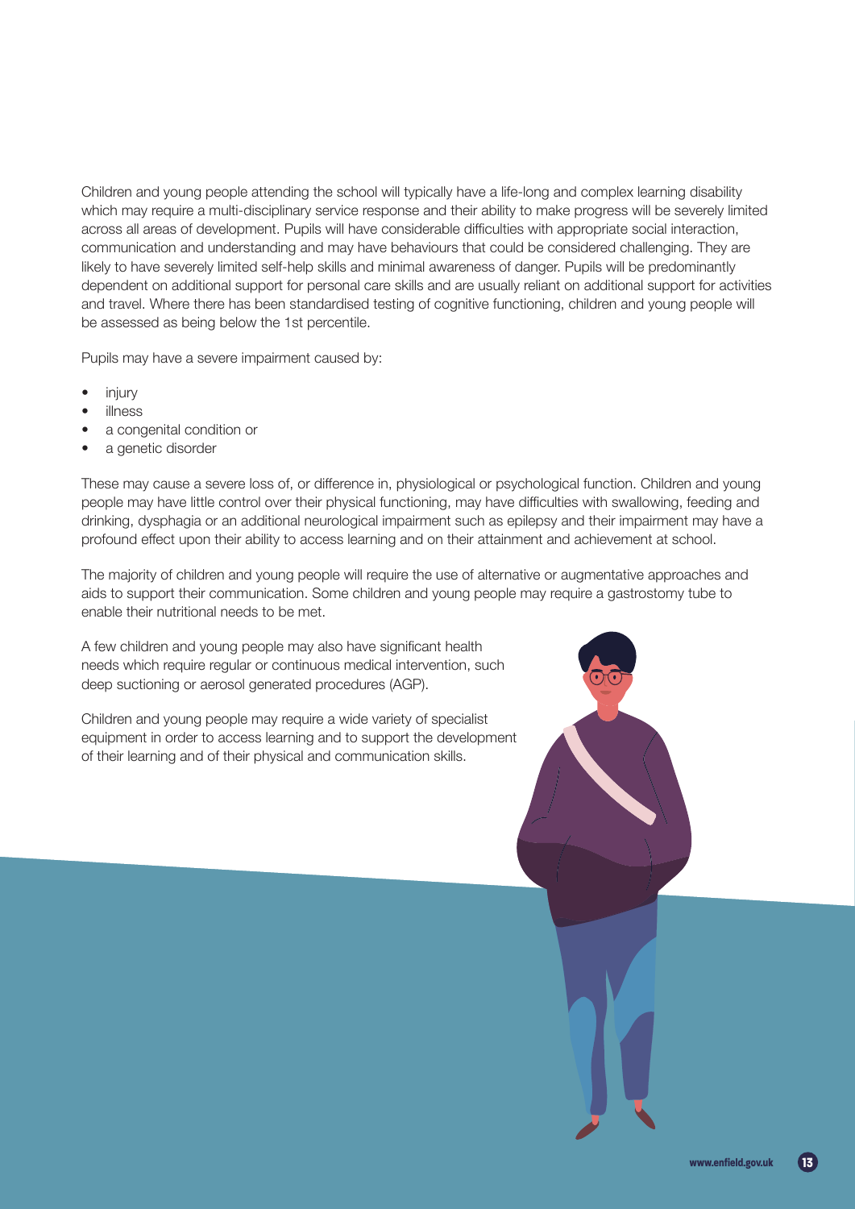Children and young people attending the school will typically have a life-long and complex learning disability which may require a multi-disciplinary service response and their ability to make progress will be severely limited across all areas of development. Pupils will have considerable difficulties with appropriate social interaction, communication and understanding and may have behaviours that could be considered challenging. They are likely to have severely limited self-help skills and minimal awareness of danger. Pupils will be predominantly dependent on additional support for personal care skills and are usually reliant on additional support for activities and travel. Where there has been standardised testing of cognitive functioning, children and young people will be assessed as being below the 1st percentile.

Pupils may have a severe impairment caused by:

- injury
- illness
- a congenital condition or
- a genetic disorder

These may cause a severe loss of, or difference in, physiological or psychological function. Children and young people may have little control over their physical functioning, may have difficulties with swallowing, feeding and drinking, dysphagia or an additional neurological impairment such as epilepsy and their impairment may have a profound effect upon their ability to access learning and on their attainment and achievement at school.

The majority of children and young people will require the use of alternative or augmentative approaches and aids to support their communication. Some children and young people may require a gastrostomy tube to enable their nutritional needs to be met.

A few children and young people may also have significant health needs which require regular or continuous medical intervention, such deep suctioning or aerosol generated procedures (AGP).

Children and young people may require a wide variety of specialist equipment in order to access learning and to support the development of their learning and of their physical and communication skills.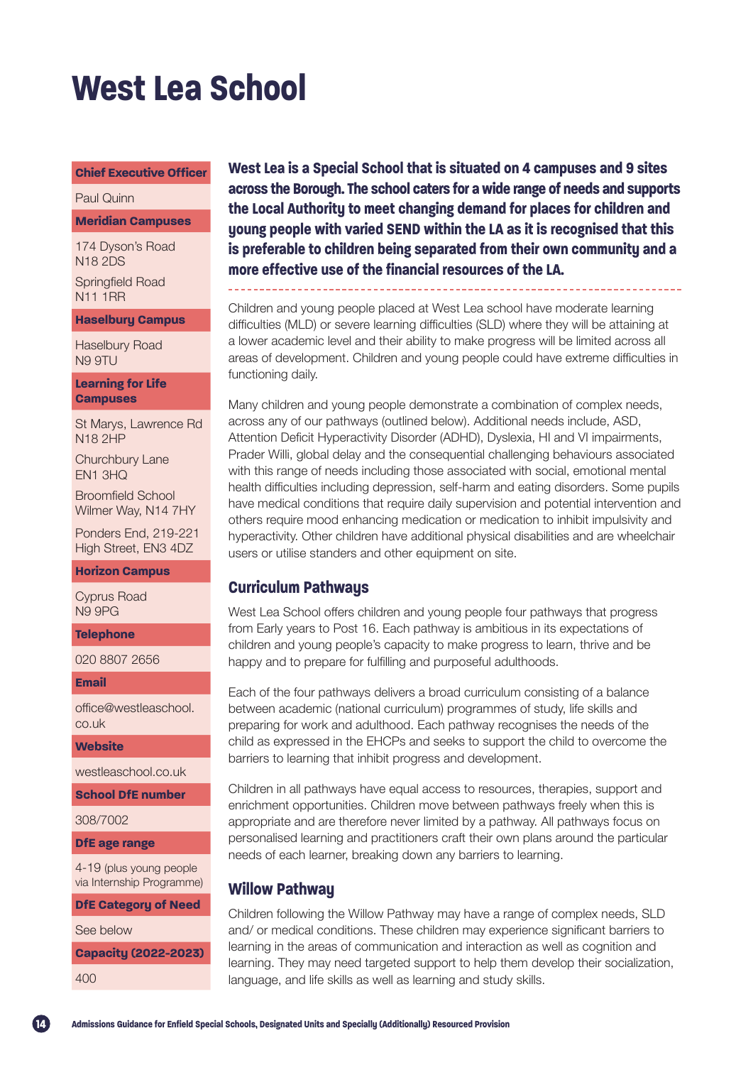# West Lea School

**Chief Executive Officer**

Paul Quinn

**Meridian Campuses**

174 Dyson's Road
N18 2DS

Springfield Road
N11 1RR

**Haselbury Campus**

Haselbury Road
N9 9TU

**Learning for Life Campuses**

St Marys, Lawrence Rd
N18 2HP

Churchbury Lane
EN1 3HQ

Broomfield School
Wilmer Way, N14 7HY

Ponders End, 219-221
High Street, EN3 4DZ

**Horizon Campus**

Cyprus Road
N9 9PG

**Telephone**

020 8807 2656

**Email**

office@westleaschool.co.uk

**Website**

westleaschool.co.uk

**School DfE number**

308/7002

**DfE age range**

4-19 (plus young people via Internship Programme)

**DfE Category of Need**

See below

**Capacity (2022-2023)**

400

**West Lea is a Special School that is situated on 4 campuses and 9 sites across the Borough. The school caters for a wide range of needs and supports the Local Authority to meet changing demand for places for children and young people with varied SEND within the LA as it is recognised that this is preferable to children being separated from their own community and a more effective use of the financial resources of the LA.**

Children and young people placed at West Lea school have moderate learning difficulties (MLD) or severe learning difficulties (SLD) where they will be attaining at a lower academic level and their ability to make progress will be limited across all areas of development. Children and young people could have extreme difficulties in functioning daily.

Many children and young people demonstrate a combination of complex needs, across any of our pathways (outlined below). Additional needs include, ASD, Attention Deficit Hyperactivity Disorder (ADHD), Dyslexia, HI and VI impairments, Prader Willi, global delay and the consequential challenging behaviours associated with this range of needs including those associated with social, emotional mental health difficulties including depression, self-harm and eating disorders. Some pupils have medical conditions that require daily supervision and potential intervention and others require mood enhancing medication or medication to inhibit impulsivity and hyperactivity. Other children have additional physical disabilities and are wheelchair users or utilise standers and other equipment on site.

## Curriculum Pathways

West Lea School offers children and young people four pathways that progress from Early years to Post 16. Each pathway is ambitious in its expectations of children and young people's capacity to make progress to learn, thrive and be happy and to prepare for fulfilling and purposeful adulthoods.

Each of the four pathways delivers a broad curriculum consisting of a balance between academic (national curriculum) programmes of study, life skills and preparing for work and adulthood. Each pathway recognises the needs of the child as expressed in the EHCPs and seeks to support the child to overcome the barriers to learning that inhibit progress and development.

Children in all pathways have equal access to resources, therapies, support and enrichment opportunities. Children move between pathways freely when this is appropriate and are therefore never limited by a pathway. All pathways focus on personalised learning and practitioners craft their own plans around the particular needs of each learner, breaking down any barriers to learning.

## Willow Pathway

Children following the Willow Pathway may have a range of complex needs, SLD and/ or medical conditions. These children may experience significant barriers to learning in the areas of communication and interaction as well as cognition and learning. They may need targeted support to help them develop their socialization, language, and life skills as well as learning and study skills.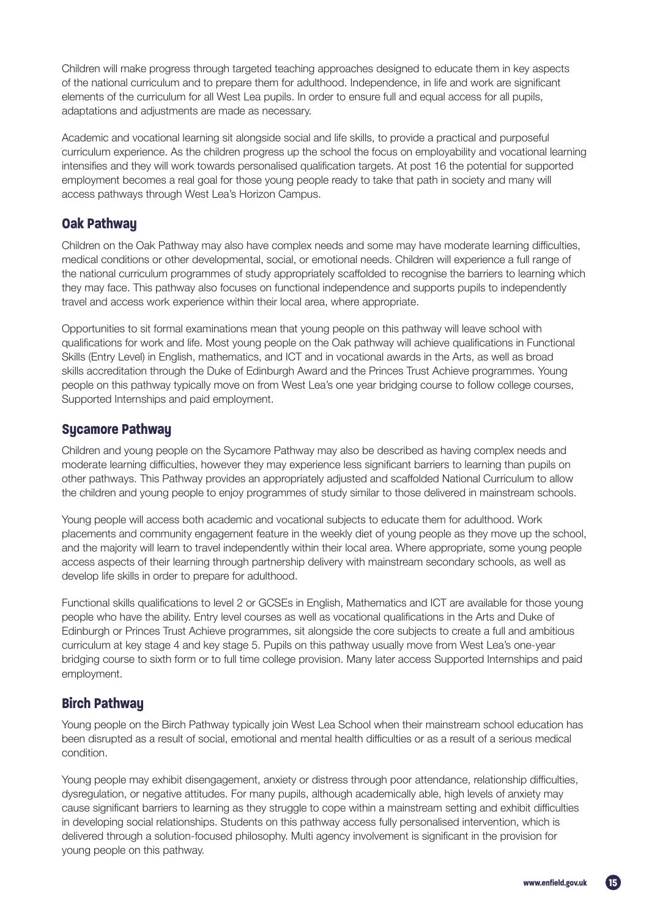Children will make progress through targeted teaching approaches designed to educate them in key aspects of the national curriculum and to prepare them for adulthood. Independence, in life and work are significant elements of the curriculum for all West Lea pupils. In order to ensure full and equal access for all pupils, adaptations and adjustments are made as necessary.

Academic and vocational learning sit alongside social and life skills, to provide a practical and purposeful curriculum experience. As the children progress up the school the focus on employability and vocational learning intensifies and they will work towards personalised qualification targets. At post 16 the potential for supported employment becomes a real goal for those young people ready to take that path in society and many will access pathways through West Lea's Horizon Campus.

## Oak Pathway

Children on the Oak Pathway may also have complex needs and some may have moderate learning difficulties, medical conditions or other developmental, social, or emotional needs. Children will experience a full range of the national curriculum programmes of study appropriately scaffolded to recognise the barriers to learning which they may face. This pathway also focuses on functional independence and supports pupils to independently travel and access work experience within their local area, where appropriate.

Opportunities to sit formal examinations mean that young people on this pathway will leave school with qualifications for work and life. Most young people on the Oak pathway will achieve qualifications in Functional Skills (Entry Level) in English, mathematics, and ICT and in vocational awards in the Arts, as well as broad skills accreditation through the Duke of Edinburgh Award and the Princes Trust Achieve programmes. Young people on this pathway typically move on from West Lea's one year bridging course to follow college courses, Supported Internships and paid employment.

## Sycamore Pathway

Children and young people on the Sycamore Pathway may also be described as having complex needs and moderate learning difficulties, however they may experience less significant barriers to learning than pupils on other pathways. This Pathway provides an appropriately adjusted and scaffolded National Curriculum to allow the children and young people to enjoy programmes of study similar to those delivered in mainstream schools.

Young people will access both academic and vocational subjects to educate them for adulthood. Work placements and community engagement feature in the weekly diet of young people as they move up the school, and the majority will learn to travel independently within their local area. Where appropriate, some young people access aspects of their learning through partnership delivery with mainstream secondary schools, as well as develop life skills in order to prepare for adulthood.

Functional skills qualifications to level 2 or GCSEs in English, Mathematics and ICT are available for those young people who have the ability. Entry level courses as well as vocational qualifications in the Arts and Duke of Edinburgh or Princes Trust Achieve programmes, sit alongside the core subjects to create a full and ambitious curriculum at key stage 4 and key stage 5. Pupils on this pathway usually move from West Lea's one-year bridging course to sixth form or to full time college provision. Many later access Supported Internships and paid employment.

## Birch Pathway

Young people on the Birch Pathway typically join West Lea School when their mainstream school education has been disrupted as a result of social, emotional and mental health difficulties or as a result of a serious medical condition.

Young people may exhibit disengagement, anxiety or distress through poor attendance, relationship difficulties, dysregulation, or negative attitudes. For many pupils, although academically able, high levels of anxiety may cause significant barriers to learning as they struggle to cope within a mainstream setting and exhibit difficulties in developing social relationships. Students on this pathway access fully personalised intervention, which is delivered through a solution-focused philosophy. Multi agency involvement is significant in the provision for young people on this pathway.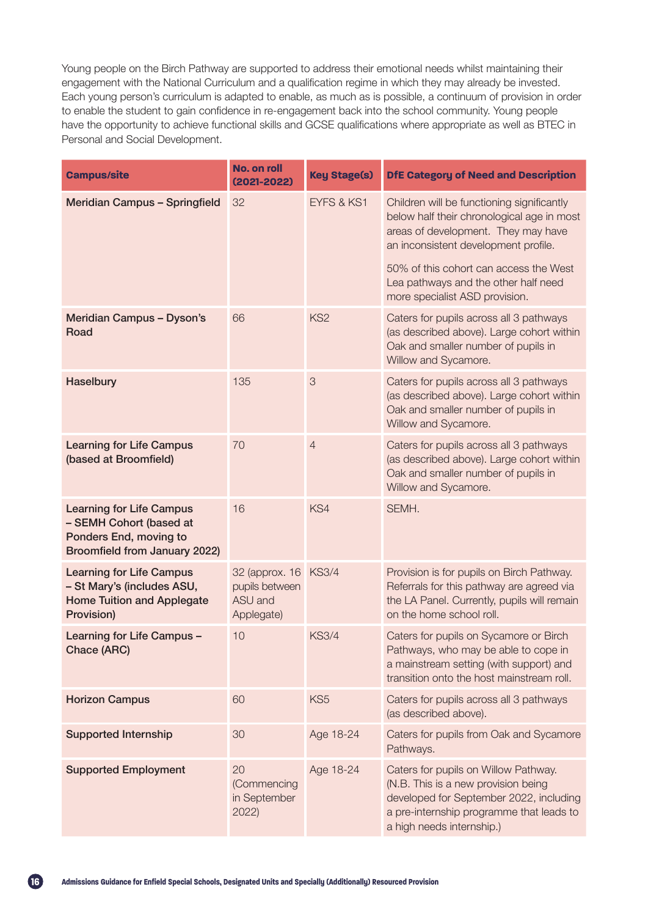Young people on the Birch Pathway are supported to address their emotional needs whilst maintaining their engagement with the National Curriculum and a qualification regime in which they may already be invested. Each young person's curriculum is adapted to enable, as much as is possible, a continuum of provision in order to enable the student to gain confidence in re-engagement back into the school community. Young people have the opportunity to achieve functional skills and GCSE qualifications where appropriate as well as BTEC in Personal and Social Development.

| Campus/site | No. on roll (2021-2022) | Key Stage(s) | DfE Category of Need and Description |
|---|---|---|---|
| **Meridian Campus – Springfield** | 32 | EYFS & KS1 | Children will be functioning significantly below half their chronological age in most areas of development. They may have an inconsistent development profile.<br><br>50% of this cohort can access the West Lea pathways and the other half need more specialist ASD provision. |
| **Meridian Campus – Dyson's Road** | 66 | KS2 | Caters for pupils across all 3 pathways (as described above). Large cohort within Oak and smaller number of pupils in Willow and Sycamore. |
| **Haselbury** | 135 | 3 | Caters for pupils across all 3 pathways (as described above). Large cohort within Oak and smaller number of pupils in Willow and Sycamore. |
| **Learning for Life Campus (based at Broomfield)** | 70 | 4 | Caters for pupils across all 3 pathways (as described above). Large cohort within Oak and smaller number of pupils in Willow and Sycamore. |
| **Learning for Life Campus – SEMH Cohort (based at Ponders End, moving to Broomfield from January 2022)** | 16 | KS4 | SEMH. |
| **Learning for Life Campus – St Mary's (includes ASU, Home Tuition and Applegate Provision)** | 32 (approx. 16 pupils between ASU and Applegate) | KS3/4 | Provision is for pupils on Birch Pathway. Referrals for this pathway are agreed via the LA Panel. Currently, pupils will remain on the home school roll. |
| **Learning for Life Campus – Chace (ARC)** | 10 | KS3/4 | Caters for pupils on Sycamore or Birch Pathways, who may be able to cope in a mainstream setting (with support) and transition onto the host mainstream roll. |
| **Horizon Campus** | 60 | KS5 | Caters for pupils across all 3 pathways (as described above). |
| **Supported Internship** | 30 | Age 18-24 | Caters for pupils from Oak and Sycamore Pathways. |
| **Supported Employment** | 20 (Commencing in September 2022) | Age 18-24 | Caters for pupils on Willow Pathway. (N.B. This is a new provision being developed for September 2022, including a pre-internship programme that leads to a high needs internship.) |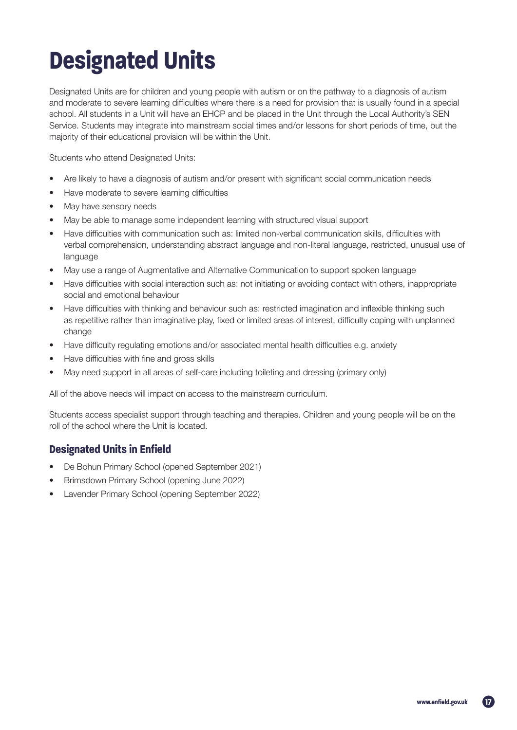# Designated Units

Designated Units are for children and young people with autism or on the pathway to a diagnosis of autism and moderate to severe learning difficulties where there is a need for provision that is usually found in a special school. All students in a Unit will have an EHCP and be placed in the Unit through the Local Authority's SEN Service. Students may integrate into mainstream social times and/or lessons for short periods of time, but the majority of their educational provision will be within the Unit.

Students who attend Designated Units:

- Are likely to have a diagnosis of autism and/or present with significant social communication needs
- Have moderate to severe learning difficulties
- May have sensory needs
- May be able to manage some independent learning with structured visual support
- Have difficulties with communication such as: limited non-verbal communication skills, difficulties with verbal comprehension, understanding abstract language and non-literal language, restricted, unusual use of language
- May use a range of Augmentative and Alternative Communication to support spoken language
- Have difficulties with social interaction such as: not initiating or avoiding contact with others, inappropriate social and emotional behaviour
- Have difficulties with thinking and behaviour such as: restricted imagination and inflexible thinking such as repetitive rather than imaginative play, fixed or limited areas of interest, difficulty coping with unplanned change
- Have difficulty regulating emotions and/or associated mental health difficulties e.g. anxiety
- Have difficulties with fine and gross skills
- May need support in all areas of self-care including toileting and dressing (primary only)

All of the above needs will impact on access to the mainstream curriculum.

Students access specialist support through teaching and therapies. Children and young people will be on the roll of the school where the Unit is located.

## Designated Units in Enfield

- De Bohun Primary School (opened September 2021)
- Brimsdown Primary School (opening June 2022)
- Lavender Primary School (opening September 2022)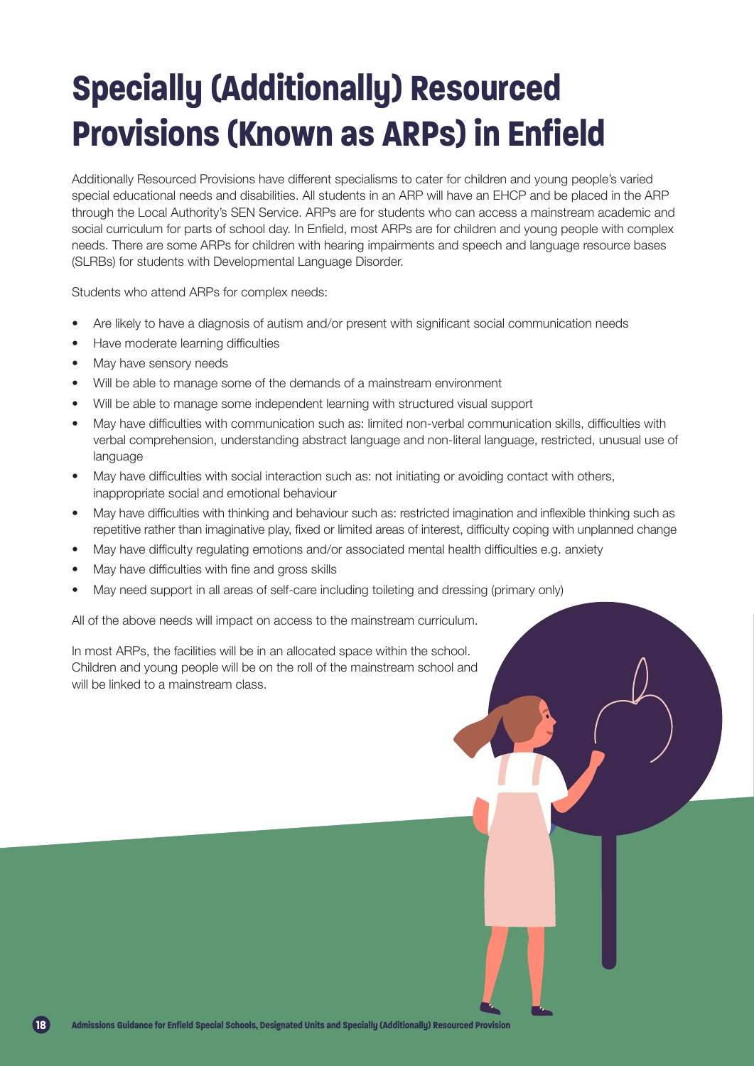# Specially (Additionally) Resourced Provisions (Known as ARPs) in Enfield

Additionally Resourced Provisions have different specialisms to cater for children and young people's varied special educational needs and disabilities. All students in an ARP will have an EHCP and be placed in the ARP through the Local Authority's SEN Service. ARPs are for students who can access a mainstream academic and social curriculum for parts of school day. In Enfield, most ARPs are for children and young people with complex needs. There are some ARPs for children with hearing impairments and speech and language resource bases (SLRBs) for students with Developmental Language Disorder.

Students who attend ARPs for complex needs:

- Are likely to have a diagnosis of autism and/or present with significant social communication needs
- Have moderate learning difficulties
- May have sensory needs
- Will be able to manage some of the demands of a mainstream environment
- Will be able to manage some independent learning with structured visual support
- May have difficulties with communication such as: limited non-verbal communication skills, difficulties with verbal comprehension, understanding abstract language and non-literal language, restricted, unusual use of language
- May have difficulties with social interaction such as: not initiating or avoiding contact with others, inappropriate social and emotional behaviour
- May have difficulties with thinking and behaviour such as: restricted imagination and inflexible thinking such as repetitive rather than imaginative play, fixed or limited areas of interest, difficulty coping with unplanned change
- May have difficulty regulating emotions and/or associated mental health difficulties e.g. anxiety
- May have difficulties with fine and gross skills
- May need support in all areas of self-care including toileting and dressing (primary only)

All of the above needs will impact on access to the mainstream curriculum.

In most ARPs, the facilities will be in an allocated space within the school. Children and young people will be on the roll of the mainstream school and will be linked to a mainstream class.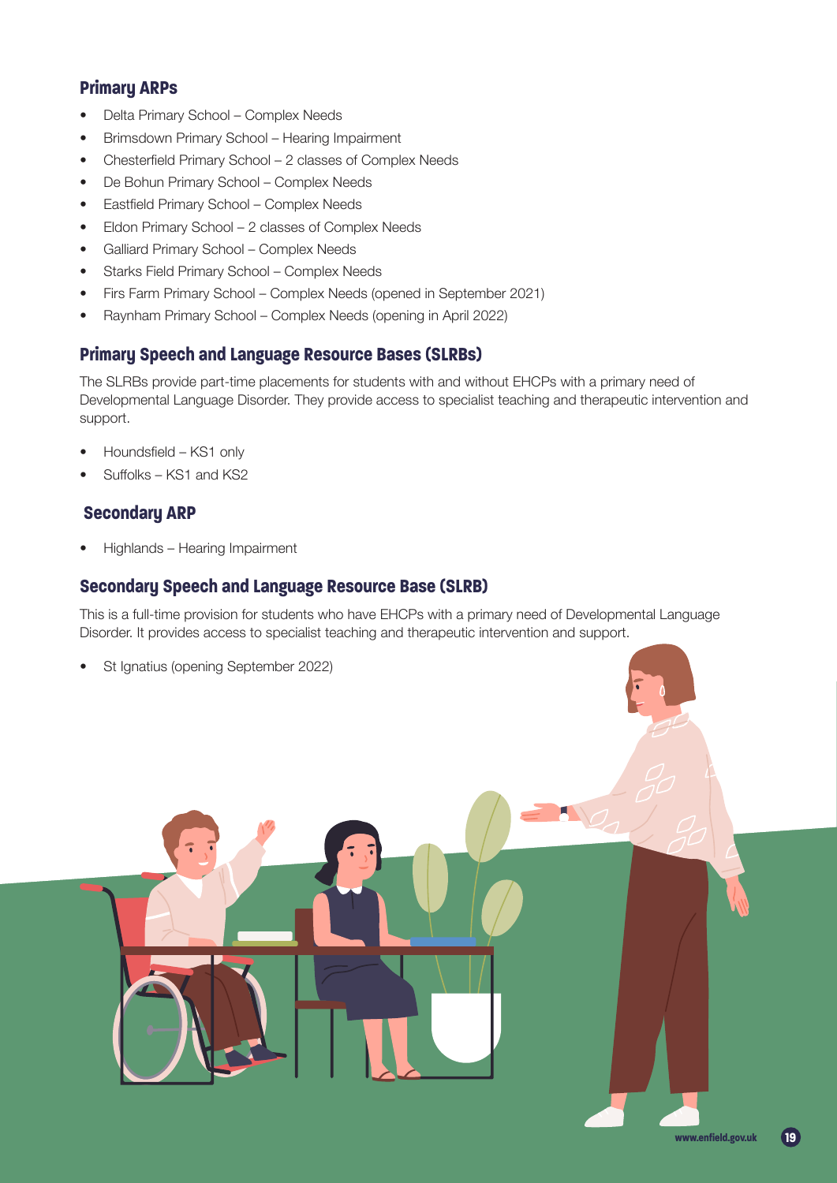## Primary ARPs

- Delta Primary School – Complex Needs
- Brimsdown Primary School – Hearing Impairment
- Chesterfield Primary School – 2 classes of Complex Needs
- De Bohun Primary School – Complex Needs
- Eastfield Primary School – Complex Needs
- Eldon Primary School – 2 classes of Complex Needs
- Galliard Primary School – Complex Needs
- Starks Field Primary School – Complex Needs
- Firs Farm Primary School – Complex Needs (opened in September 2021)
- Raynham Primary School – Complex Needs (opening in April 2022)

## Primary Speech and Language Resource Bases (SLRBs)

The SLRBs provide part-time placements for students with and without EHCPs with a primary need of Developmental Language Disorder. They provide access to specialist teaching and therapeutic intervention and support.

- Houndsfield – KS1 only
- Suffolks – KS1 and KS2

## Secondary ARP

- Highlands – Hearing Impairment

## Secondary Speech and Language Resource Base (SLRB)

This is a full-time provision for students who have EHCPs with a primary need of Developmental Language Disorder. It provides access to specialist teaching and therapeutic intervention and support.

- St Ignatius (opening September 2022)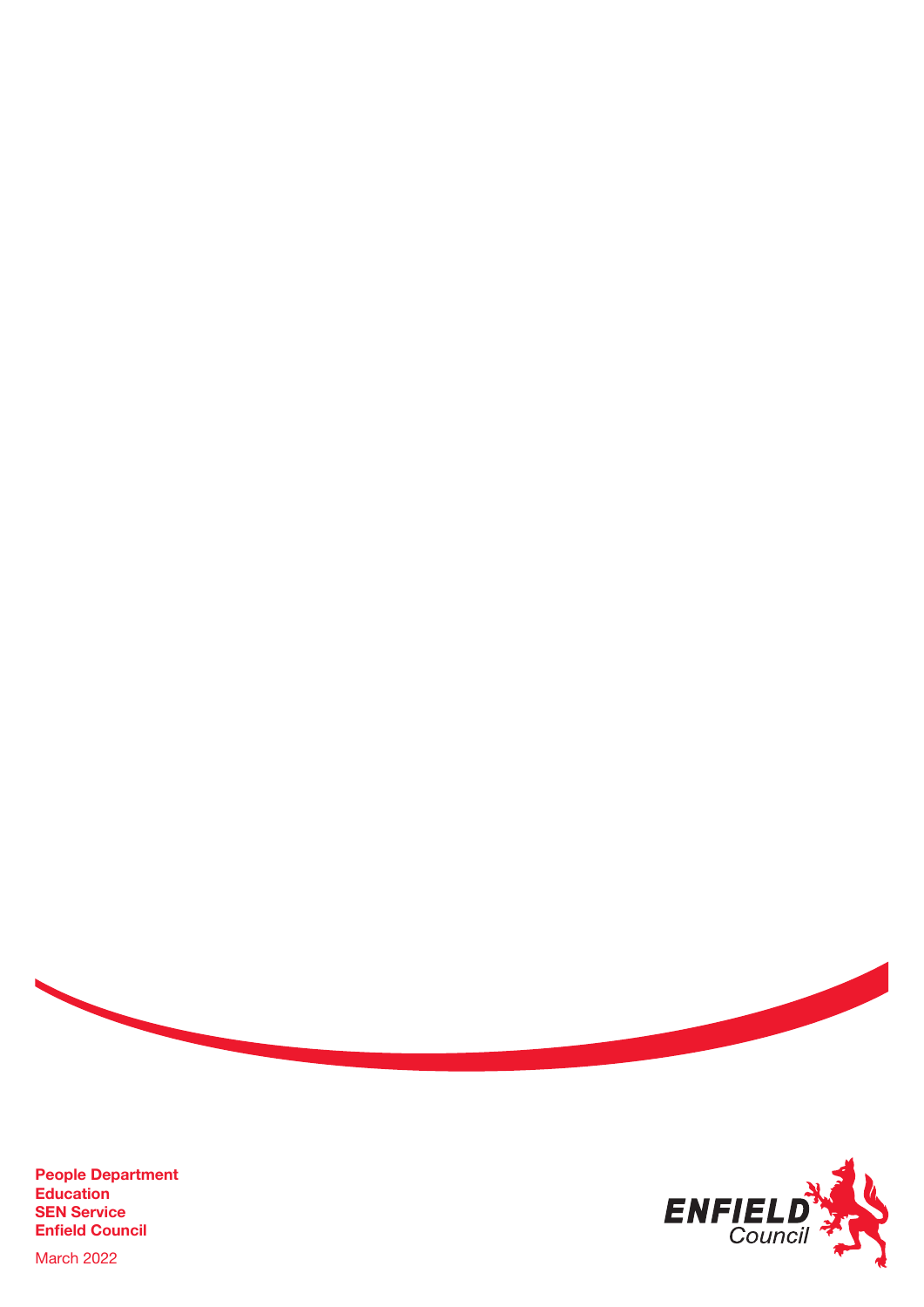**People Department**
**Education**
**SEN Service**
**Enfield Council**

March 2022

ENFIELD Council